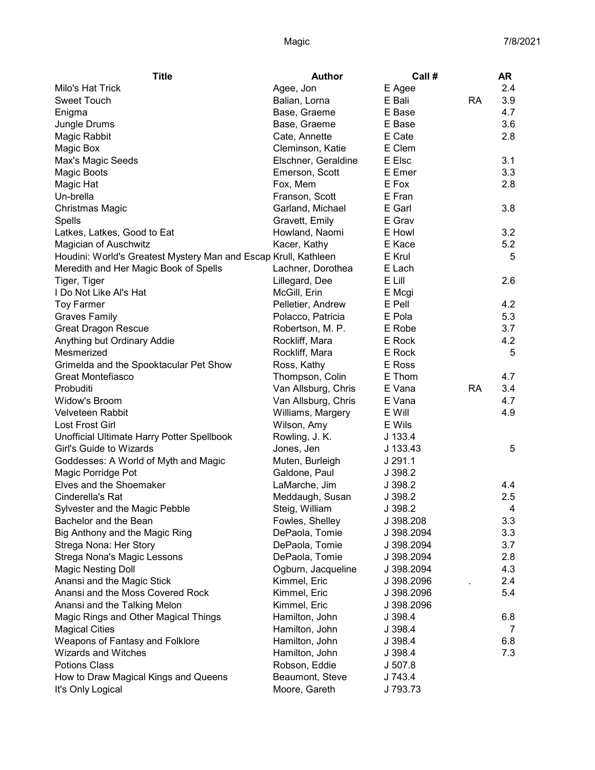# Magic

7/8/2021

| Title | Author | Call # | | AR |
|---|---|---|---|---|
| Milo's Hat Trick | Agee, Jon | E Agee | | 2.4 |
| Sweet Touch | Balian, Lorna | E Bali | RA | 3.9 |
| Enigma | Base, Graeme | E Base | | 4.7 |
| Jungle Drums | Base, Graeme | E Base | | 3.6 |
| Magic Rabbit | Cate, Annette | E Cate | | 2.8 |
| Magic Box | Cleminson, Katie | E Clem | | |
| Max's Magic Seeds | Elschner, Geraldine | E Elsc | | 3.1 |
| Magic Boots | Emerson, Scott | E Emer | | 3.3 |
| Magic Hat | Fox, Mem | E Fox | | 2.8 |
| Un-brella | Franson, Scott | E Fran | | |
| Christmas Magic | Garland, Michael | E Garl | | 3.8 |
| Spells | Gravett, Emily | E Grav | | |
| Latkes, Latkes, Good to Eat | Howland, Naomi | E Howl | | 3.2 |
| Magician of Auschwitz | Kacer, Kathy | E Kace | | 5.2 |
| Houdini: World's Greatest Mystery Man and Escap | Krull, Kathleen | E Krul | | 5 |
| Meredith and Her Magic Book of Spells | Lachner, Dorothea | E Lach | | |
| Tiger, Tiger | Lillegard, Dee | E Lill | | 2.6 |
| I Do Not Like Al's Hat | McGill, Erin | E Mcgi | | |
| Toy Farmer | Pelletier, Andrew | E Pell | | 4.2 |
| Graves Family | Polacco, Patricia | E Pola | | 5.3 |
| Great Dragon Rescue | Robertson, M. P. | E Robe | | 3.7 |
| Anything but Ordinary Addie | Rockliff, Mara | E Rock | | 4.2 |
| Mesmerized | Rockliff, Mara | E Rock | | 5 |
| Grimelda and the Spooktacular Pet Show | Ross, Kathy | E Ross | | |
| Great Montefiasco | Thompson, Colin | E Thom | | 4.7 |
| Probuditi | Van Allsburg, Chris | E Vana | RA | 3.4 |
| Widow's Broom | Van Allsburg, Chris | E Vana | | 4.7 |
| Velveteen Rabbit | Williams, Margery | E Will | | 4.9 |
| Lost Frost Girl | Wilson, Amy | E Wils | | |
| Unofficial Ultimate Harry Potter Spellbook | Rowling, J. K. | J 133.4 | | |
| Girl's Guide to Wizards | Jones, Jen | J 133.43 | | 5 |
| Goddesses: A World of Myth and Magic | Muten, Burleigh | J 291.1 | | |
| Magic Porridge Pot | Galdone, Paul | J 398.2 | | |
| Elves and the Shoemaker | LaMarche, Jim | J 398.2 | | 4.4 |
| Cinderella's Rat | Meddaugh, Susan | J 398.2 | | 2.5 |
| Sylvester and the Magic Pebble | Steig, William | J 398.2 | | 4 |
| Bachelor and the Bean | Fowles, Shelley | J 398.208 | | 3.3 |
| Big Anthony and the Magic Ring | DePaola, Tomie | J 398.2094 | | 3.3 |
| Strega Nona: Her Story | DePaola, Tomie | J 398.2094 | | 3.7 |
| Strega Nona's Magic Lessons | DePaola, Tomie | J 398.2094 | | 2.8 |
| Magic Nesting Doll | Ogburn, Jacqueline | J 398.2094 | | 4.3 |
| Anansi and the Magic Stick | Kimmel, Eric | J 398.2096 | . | 2.4 |
| Anansi and the Moss Covered Rock | Kimmel, Eric | J 398.2096 | | 5.4 |
| Anansi and the Talking Melon | Kimmel, Eric | J 398.2096 | | |
| Magic Rings and Other Magical Things | Hamilton, John | J 398.4 | | 6.8 |
| Magical Cities | Hamilton, John | J 398.4 | | 7 |
| Weapons of Fantasy and Folklore | Hamilton, John | J 398.4 | | 6.8 |
| Wizards and Witches | Hamilton, John | J 398.4 | | 7.3 |
| Potions Class | Robson, Eddie | J 507.8 | | |
| How to Draw Magical Kings and Queens | Beaumont, Steve | J 743.4 | | |
| It's Only Logical | Moore, Gareth | J 793.73 | | |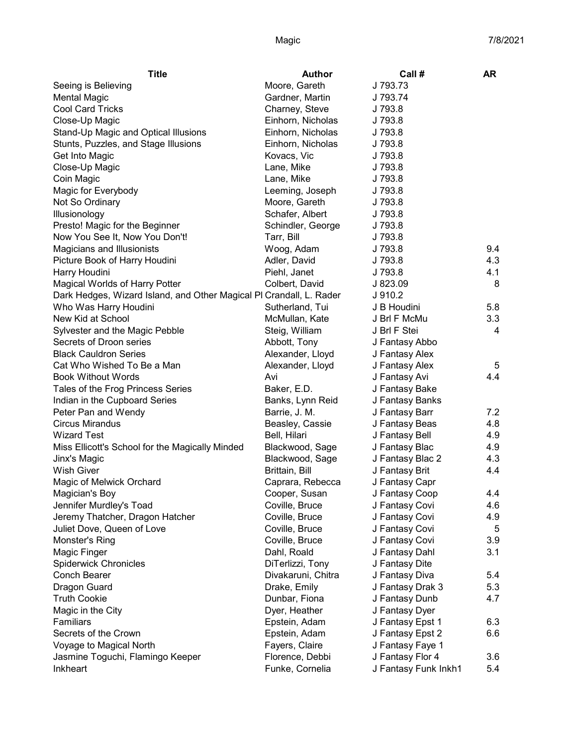| Title | Author | Call # | AR |
|---|---|---|---|
| Seeing is Believing | Moore, Gareth | J 793.73 | |
| Mental Magic | Gardner, Martin | J 793.74 | |
| Cool Card Tricks | Charney, Steve | J 793.8 | |
| Close-Up Magic | Einhorn, Nicholas | J 793.8 | |
| Stand-Up Magic and Optical Illusions | Einhorn, Nicholas | J 793.8 | |
| Stunts, Puzzles, and Stage Illusions | Einhorn, Nicholas | J 793.8 | |
| Get Into Magic | Kovacs, Vic | J 793.8 | |
| Close-Up Magic | Lane, Mike | J 793.8 | |
| Coin Magic | Lane, Mike | J 793.8 | |
| Magic for Everybody | Leeming, Joseph | J 793.8 | |
| Not So Ordinary | Moore, Gareth | J 793.8 | |
| Illusionology | Schafer, Albert | J 793.8 | |
| Presto! Magic for the Beginner | Schindler, George | J 793.8 | |
| Now You See It, Now You Don't! | Tarr, Bill | J 793.8 | |
| Magicians and Illusionists | Woog, Adam | J 793.8 | 9.4 |
| Picture Book of Harry Houdini | Adler, David | J 793.8 | 4.3 |
| Harry Houdini | Piehl, Janet | J 793.8 | 4.1 |
| Magical Worlds of Harry Potter | Colbert, David | J 823.09 | 8 |
| Dark Hedges, Wizard Island, and Other Magical Pl | Crandall, L. Rader | J 910.2 | |
| Who Was Harry Houdini | Sutherland, Tui | J B Houdini | 5.8 |
| New Kid at School | McMullan, Kate | J Brl F McMu | 3.3 |
| Sylvester and the Magic Pebble | Steig, William | J Brl F Stei | 4 |
| Secrets of Droon series | Abbott, Tony | J Fantasy Abbo | |
| Black Cauldron Series | Alexander, Lloyd | J Fantasy Alex | |
| Cat Who Wished To Be a Man | Alexander, Lloyd | J Fantasy Alex | 5 |
| Book Without Words | Avi | J Fantasy Avi | 4.4 |
| Tales of the Frog Princess Series | Baker, E.D. | J Fantasy Bake | |
| Indian in the Cupboard Series | Banks, Lynn Reid | J Fantasy Banks | |
| Peter Pan and Wendy | Barrie, J. M. | J Fantasy Barr | 7.2 |
| Circus Mirandus | Beasley, Cassie | J Fantasy Beas | 4.8 |
| Wizard Test | Bell, Hilari | J Fantasy Bell | 4.9 |
| Miss Ellicott's School for the Magically Minded | Blackwood, Sage | J Fantasy Blac | 4.9 |
| Jinx's Magic | Blackwood, Sage | J Fantasy Blac 2 | 4.3 |
| Wish Giver | Brittain, Bill | J Fantasy Brit | 4.4 |
| Magic of Melwick Orchard | Caprara, Rebecca | J Fantasy Capr | |
| Magician's Boy | Cooper, Susan | J Fantasy Coop | 4.4 |
| Jennifer Murdley's Toad | Coville, Bruce | J Fantasy Covi | 4.6 |
| Jeremy Thatcher, Dragon Hatcher | Coville, Bruce | J Fantasy Covi | 4.9 |
| Juliet Dove, Queen of Love | Coville, Bruce | J Fantasy Covi | 5 |
| Monster's Ring | Coville, Bruce | J Fantasy Covi | 3.9 |
| Magic Finger | Dahl, Roald | J Fantasy Dahl | 3.1 |
| Spiderwick Chronicles | DiTerlizzi, Tony | J Fantasy Dite | |
| Conch Bearer | Divakaruni, Chitra | J Fantasy Diva | 5.4 |
| Dragon Guard | Drake, Emily | J Fantasy Drak 3 | 5.3 |
| Truth Cookie | Dunbar, Fiona | J Fantasy Dunb | 4.7 |
| Magic in the City | Dyer, Heather | J Fantasy Dyer | |
| Familiars | Epstein, Adam | J Fantasy Epst 1 | 6.3 |
| Secrets of the Crown | Epstein, Adam | J Fantasy Epst 2 | 6.6 |
| Voyage to Magical North | Fayers, Claire | J Fantasy Faye 1 | |
| Jasmine Toguchi, Flamingo Keeper | Florence, Debbi | J Fantasy Flor 4 | 3.6 |
| Inkheart | Funke, Cornelia | J Fantasy Funk Inkh1 | 5.4 |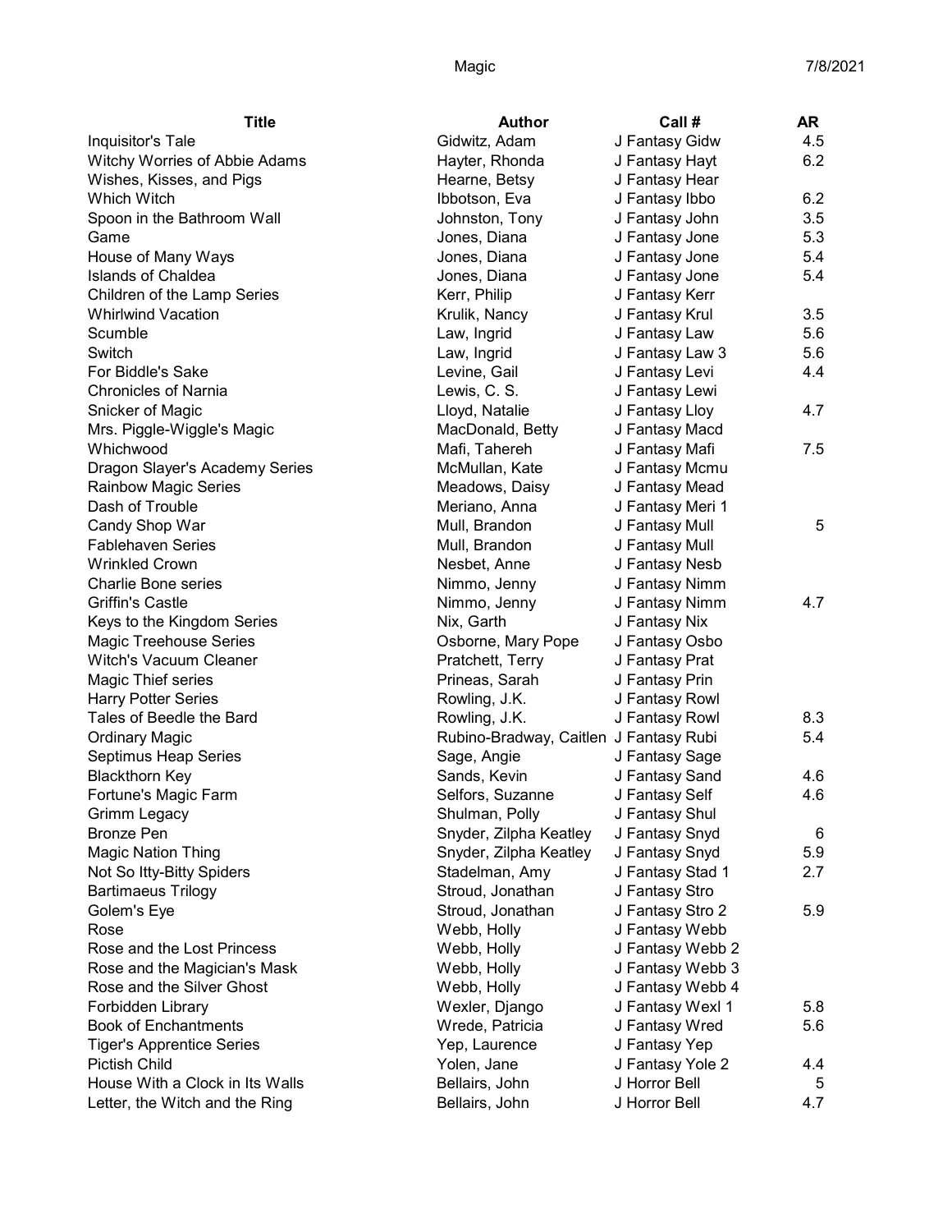| Title | Author | Call # | AR |
|---|---|---|---|
| Inquisitor's Tale | Gidwitz, Adam | J Fantasy Gidw | 4.5 |
| Witchy Worries of Abbie Adams | Hayter, Rhonda | J Fantasy Hayt | 6.2 |
| Wishes, Kisses, and Pigs | Hearne, Betsy | J Fantasy Hear | |
| Which Witch | Ibbotson, Eva | J Fantasy Ibbo | 6.2 |
| Spoon in the Bathroom Wall | Johnston, Tony | J Fantasy John | 3.5 |
| Game | Jones, Diana | J Fantasy Jone | 5.3 |
| House of Many Ways | Jones, Diana | J Fantasy Jone | 5.4 |
| Islands of Chaldea | Jones, Diana | J Fantasy Jone | 5.4 |
| Children of the Lamp Series | Kerr, Philip | J Fantasy Kerr | |
| Whirlwind Vacation | Krulik, Nancy | J Fantasy Krul | 3.5 |
| Scumble | Law, Ingrid | J Fantasy Law | 5.6 |
| Switch | Law, Ingrid | J Fantasy Law 3 | 5.6 |
| For Biddle's Sake | Levine, Gail | J Fantasy Levi | 4.4 |
| Chronicles of Narnia | Lewis, C. S. | J Fantasy Lewi | |
| Snicker of Magic | Lloyd, Natalie | J Fantasy Lloy | 4.7 |
| Mrs. Piggle-Wiggle's Magic | MacDonald, Betty | J Fantasy Macd | |
| Whichwood | Mafi, Tahereh | J Fantasy Mafi | 7.5 |
| Dragon Slayer's Academy Series | McMullan, Kate | J Fantasy Mcmu | |
| Rainbow Magic Series | Meadows, Daisy | J Fantasy Mead | |
| Dash of Trouble | Meriano, Anna | J Fantasy Meri 1 | |
| Candy Shop War | Mull, Brandon | J Fantasy Mull | 5 |
| Fablehaven Series | Mull, Brandon | J Fantasy Mull | |
| Wrinkled Crown | Nesbet, Anne | J Fantasy Nesb | |
| Charlie Bone series | Nimmo, Jenny | J Fantasy Nimm | |
| Griffin's Castle | Nimmo, Jenny | J Fantasy Nimm | 4.7 |
| Keys to the Kingdom Series | Nix, Garth | J Fantasy Nix | |
| Magic Treehouse Series | Osborne, Mary Pope | J Fantasy Osbo | |
| Witch's Vacuum Cleaner | Pratchett, Terry | J Fantasy Prat | |
| Magic Thief series | Prineas, Sarah | J Fantasy Prin | |
| Harry Potter Series | Rowling, J.K. | J Fantasy Rowl | |
| Tales of Beedle the Bard | Rowling, J.K. | J Fantasy Rowl | 8.3 |
| Ordinary Magic | Rubino-Bradway, Caitlen | J Fantasy Rubi | 5.4 |
| Septimus Heap Series | Sage, Angie | J Fantasy Sage | |
| Blackthorn Key | Sands, Kevin | J Fantasy Sand | 4.6 |
| Fortune's Magic Farm | Selfors, Suzanne | J Fantasy Self | 4.6 |
| Grimm Legacy | Shulman, Polly | J Fantasy Shul | |
| Bronze Pen | Snyder, Zilpha Keatley | J Fantasy Snyd | 6 |
| Magic Nation Thing | Snyder, Zilpha Keatley | J Fantasy Snyd | 5.9 |
| Not So Itty-Bitty Spiders | Stadelman, Amy | J Fantasy Stad 1 | 2.7 |
| Bartimaeus Trilogy | Stroud, Jonathan | J Fantasy Stro | |
| Golem's Eye | Stroud, Jonathan | J Fantasy Stro 2 | 5.9 |
| Rose | Webb, Holly | J Fantasy Webb | |
| Rose and the Lost Princess | Webb, Holly | J Fantasy Webb 2 | |
| Rose and the Magician's Mask | Webb, Holly | J Fantasy Webb 3 | |
| Rose and the Silver Ghost | Webb, Holly | J Fantasy Webb 4 | |
| Forbidden Library | Wexler, Django | J Fantasy Wexl 1 | 5.8 |
| Book of Enchantments | Wrede, Patricia | J Fantasy Wred | 5.6 |
| Tiger's Apprentice Series | Yep, Laurence | J Fantasy Yep | |
| Pictish Child | Yolen, Jane | J Fantasy Yole 2 | 4.4 |
| House With a Clock in Its Walls | Bellairs, John | J Horror Bell | 5 |
| Letter, the Witch and the Ring | Bellairs, John | J Horror Bell | 4.7 |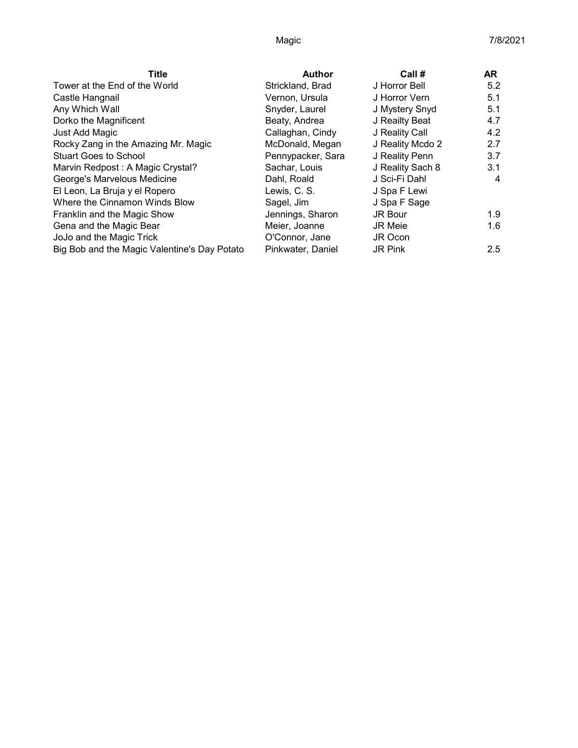Magic 7/8/2021

| Title | Author | Call # | AR |
|---|---|---|---|
| Tower at the End of the World | Strickland, Brad | J Horror Bell | 5.2 |
| Castle Hangnail | Vernon, Ursula | J Horror Vern | 5.1 |
| Any Which Wall | Snyder, Laurel | J Mystery Snyd | 5.1 |
| Dorko the Magnificent | Beaty, Andrea | J Reailty Beat | 4.7 |
| Just Add Magic | Callaghan, Cindy | J Reality Call | 4.2 |
| Rocky Zang in the Amazing Mr. Magic | McDonald, Megan | J Reality Mcdo 2 | 2.7 |
| Stuart Goes to School | Pennypacker, Sara | J Reality Penn | 3.7 |
| Marvin Redpost : A Magic Crystal? | Sachar, Louis | J Reality Sach 8 | 3.1 |
| George's Marvelous Medicine | Dahl, Roald | J Sci-Fi Dahl | 4 |
| El Leon, La Bruja y el Ropero | Lewis, C. S. | J Spa F Lewi | |
| Where the Cinnamon Winds Blow | Sagel, Jim | J Spa F Sage | |
| Franklin and the Magic Show | Jennings, Sharon | JR Bour | 1.9 |
| Gena and the Magic Bear | Meier, Joanne | JR Meie | 1.6 |
| JoJo and the Magic Trick | O'Connor, Jane | JR Ocon | |
| Big Bob and the Magic Valentine's Day Potato | Pinkwater, Daniel | JR Pink | 2.5 |